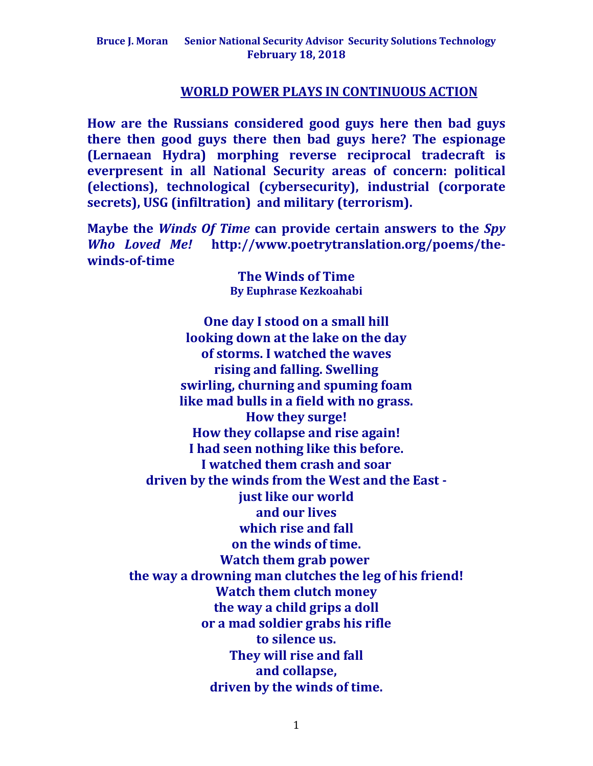**Bruce J. Moran Senior National Security Advisor Security Solutions Technology**
**February 18, 2018**

# WORLD POWER PLAYS IN CONTINUOUS ACTION

**How are the Russians considered good guys here then bad guys there then good guys there then bad guys here? The espionage (Lernaean Hydra) morphing reverse reciprocal tradecraft is everpresent in all National Security areas of concern: political (elections), technological (cybersecurity), industrial (corporate secrets), USG (infiltration) and military (terrorism).**

**Maybe the *Winds Of Time* can provide certain answers to the *Spy Who Loved Me!* http://www.poetrytranslation.org/poems/the-winds-of-time**

**The Winds of Time**
**By Euphrase Kezkoahabi**

**One day I stood on a small hill**
**looking down at the lake on the day**
**of storms. I watched the waves**
**rising and falling. Swelling**
**swirling, churning and spuming foam**
**like mad bulls in a field with no grass.**
**How they surge!**
**How they collapse and rise again!**
**I had seen nothing like this before.**
**I watched them crash and soar**
**driven by the winds from the West and the East -**
**just like our world**
**and our lives**
**which rise and fall**
**on the winds of time.**
**Watch them grab power**
**the way a drowning man clutches the leg of his friend!**
**Watch them clutch money**
**the way a child grips a doll**
**or a mad soldier grabs his rifle**
**to silence us.**
**They will rise and fall**
**and collapse,**
**driven by the winds of time.**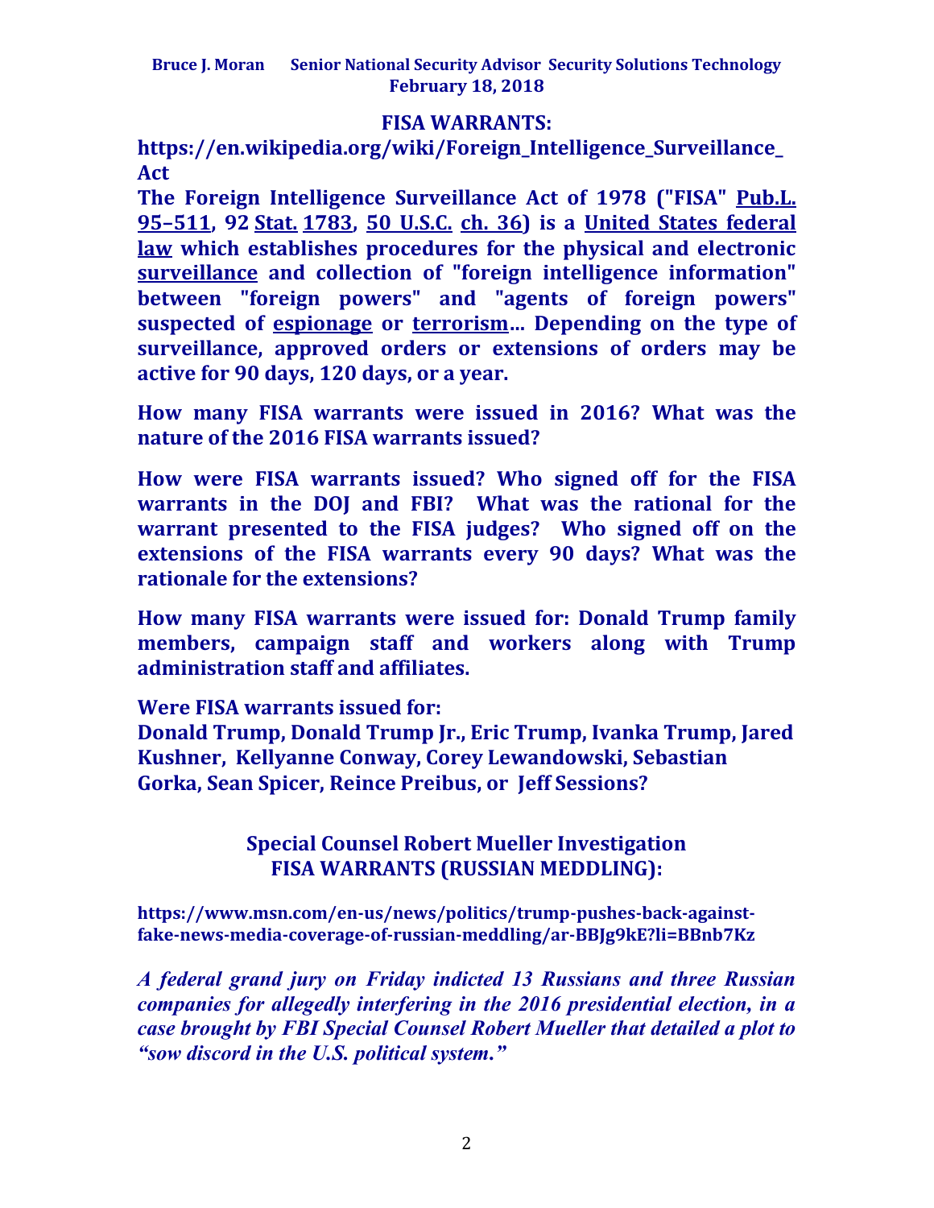**FISA WARRANTS:**

**https://en.wikipedia.org/wiki/Foreign_Intelligence_Surveillance_Act**

**The Foreign Intelligence Surveillance Act of 1978 ("FISA" Pub.L. 95–511, 92 Stat. 1783, 50 U.S.C. ch. 36) is a United States federal law which establishes procedures for the physical and electronic surveillance and collection of "foreign intelligence information" between "foreign powers" and "agents of foreign powers" suspected of espionage or terrorism… Depending on the type of surveillance, approved orders or extensions of orders may be active for 90 days, 120 days, or a year.**

**How many FISA warrants were issued in 2016? What was the nature of the 2016 FISA warrants issued?**

**How were FISA warrants issued? Who signed off for the FISA warrants in the DOJ and FBI? What was the rational for the warrant presented to the FISA judges? Who signed off on the extensions of the FISA warrants every 90 days? What was the rationale for the extensions?**

**How many FISA warrants were issued for: Donald Trump family members, campaign staff and workers along with Trump administration staff and affiliates.**

**Were FISA warrants issued for:**
**Donald Trump, Donald Trump Jr., Eric Trump, Ivanka Trump, Jared Kushner, Kellyanne Conway, Corey Lewandowski, Sebastian Gorka, Sean Spicer, Reince Preibus, or Jeff Sessions?**

## Special Counsel Robert Mueller Investigation FISA WARRANTS (RUSSIAN MEDDLING):

**https://www.msn.com/en-us/news/politics/trump-pushes-back-against-fake-news-media-coverage-of-russian-meddling/ar-BBJg9kE?li=BBnb7Kz**

***A federal grand jury on Friday indicted 13 Russians and three Russian companies for allegedly interfering in the 2016 presidential election, in a case brought by FBI Special Counsel Robert Mueller that detailed a plot to "sow discord in the U.S. political system."***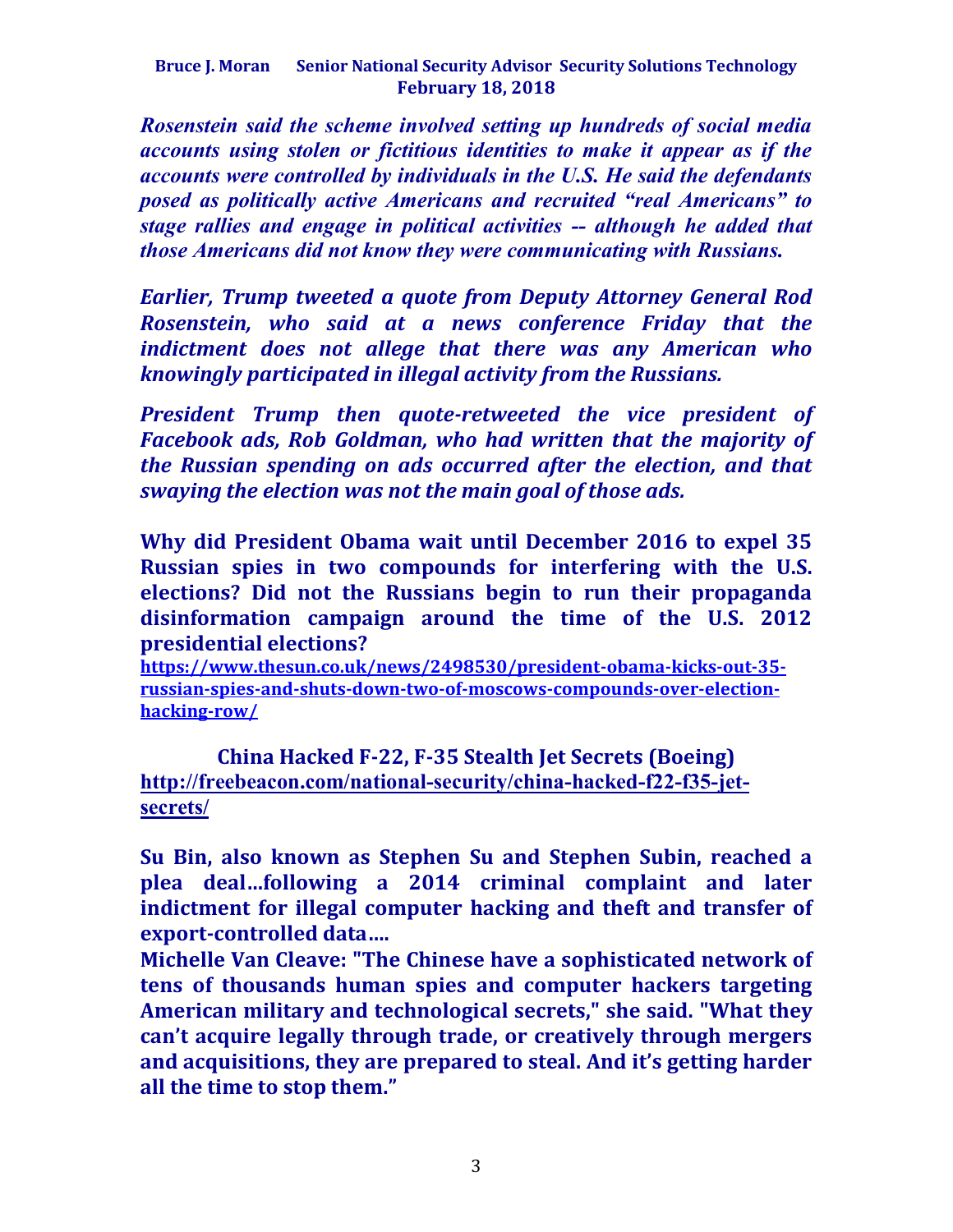***Rosenstein said the scheme involved setting up hundreds of social media accounts using stolen or fictitious identities to make it appear as if the accounts were controlled by individuals in the U.S. He said the defendants posed as politically active Americans and recruited "real Americans" to stage rallies and engage in political activities -- although he added that those Americans did not know they were communicating with Russians.***

***Earlier, Trump tweeted a quote from Deputy Attorney General Rod Rosenstein, who said at a news conference Friday that the indictment does not allege that there was any American who knowingly participated in illegal activity from the Russians.***

***President Trump then quote-retweeted the vice president of Facebook ads, Rob Goldman, who had written that the majority of the Russian spending on ads occurred after the election, and that swaying the election was not the main goal of those ads.***

**Why did President Obama wait until December 2016 to expel 35 Russian spies in two compounds for interfering with the U.S. elections? Did not the Russians begin to run their propaganda disinformation campaign around the time of the U.S. 2012 presidential elections?**
**https://www.thesun.co.uk/news/2498530/president-obama-kicks-out-35-russian-spies-and-shuts-down-two-of-moscows-compounds-over-election-hacking-row/**

**China Hacked F-22, F-35 Stealth Jet Secrets (Boeing)**
**http://freebeacon.com/national-security/china-hacked-f22-f35-jet-secrets/**

**Su Bin, also known as Stephen Su and Stephen Subin, reached a plea deal…following a 2014 criminal complaint and later indictment for illegal computer hacking and theft and transfer of export-controlled data….**
**Michelle Van Cleave: "The Chinese have a sophisticated network of tens of thousands human spies and computer hackers targeting American military and technological secrets," she said. "What they can't acquire legally through trade, or creatively through mergers and acquisitions, they are prepared to steal. And it's getting harder all the time to stop them."**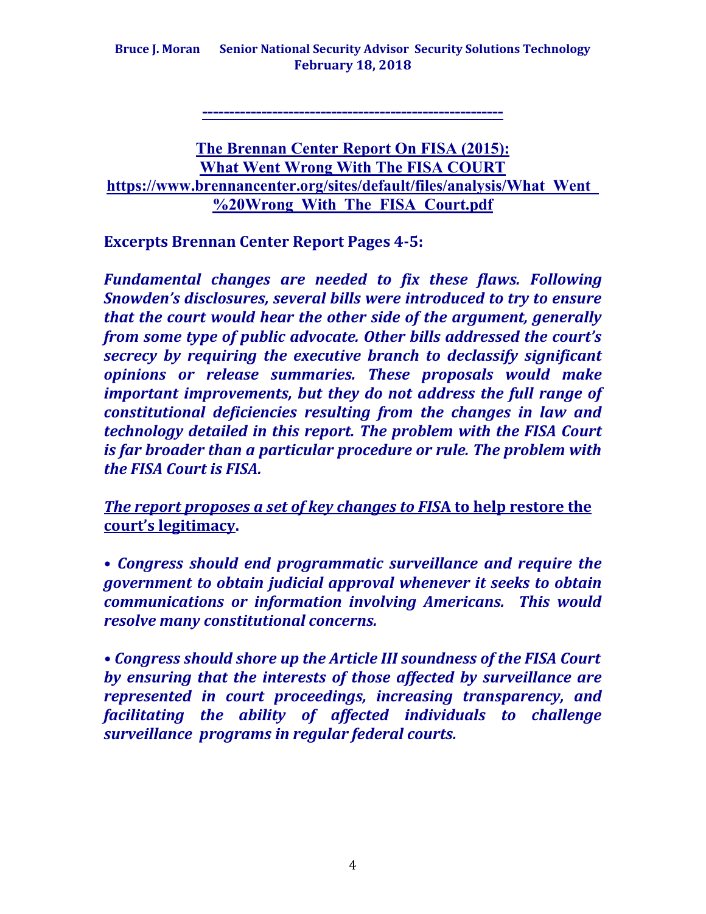---

## The Brennan Center Report On FISA (2015): What Went Wrong With The FISA COURT

**https://www.brennancenter.org/sites/default/files/analysis/What_Went_%20Wrong_With_The_FISA_Court.pdf**

**Excerpts Brennan Center Report Pages 4-5:**

***Fundamental changes are needed to fix these flaws. Following Snowden's disclosures, several bills were introduced to try to ensure that the court would hear the other side of the argument, generally from some type of public advocate. Other bills addressed the court's secrecy by requiring the executive branch to declassify significant opinions or release summaries. These proposals would make important improvements, but they do not address the full range of constitutional deficiencies resulting from the changes in law and technology detailed in this report. The problem with the FISA Court is far broader than a particular procedure or rule. The problem with the FISA Court is FISA.***

***The report proposes a set of key changes to FIS*A to help restore the court's legitimacy**.

- ***Congress should end programmatic surveillance and require the government to obtain judicial approval whenever it seeks to obtain communications or information involving Americans. This would resolve many constitutional concerns.***

- ***Congress should shore up the Article III soundness of the FISA Court by ensuring that the interests of those affected by surveillance are represented in court proceedings, increasing transparency, and facilitating the ability of affected individuals to challenge surveillance programs in regular federal courts.***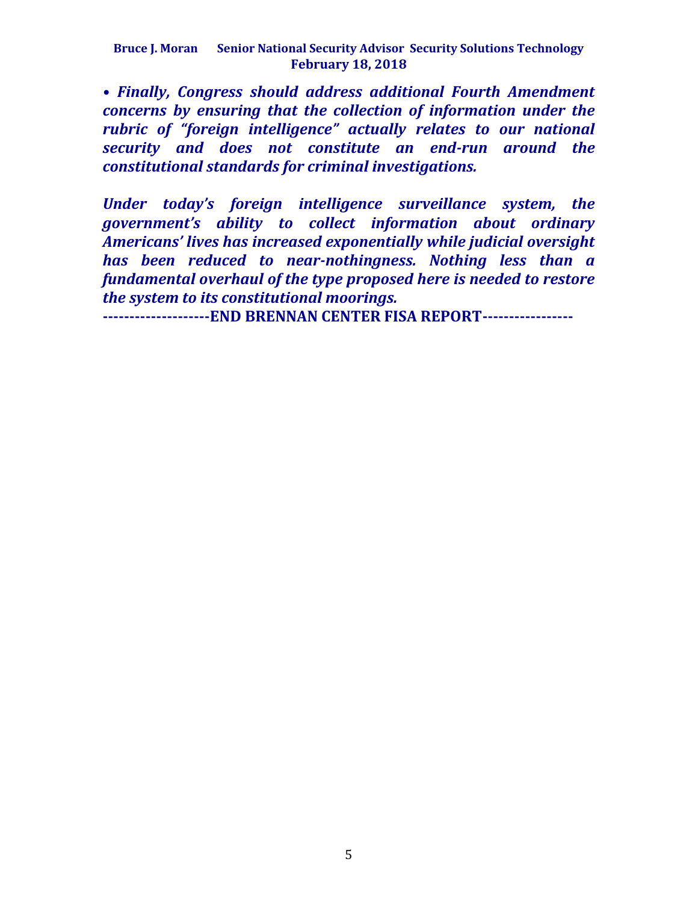***• Finally, Congress should address additional Fourth Amendment concerns by ensuring that the collection of information under the rubric of "foreign intelligence" actually relates to our national security and does not constitute an end-run around the constitutional standards for criminal investigations.***

***Under today's foreign intelligence surveillance system, the government's ability to collect information about ordinary Americans' lives has increased exponentially while judicial oversight has been reduced to near-nothingness. Nothing less than a fundamental overhaul of the type proposed here is needed to restore the system to its constitutional moorings.***

**--------------------END BRENNAN CENTER FISA REPORT-----------------**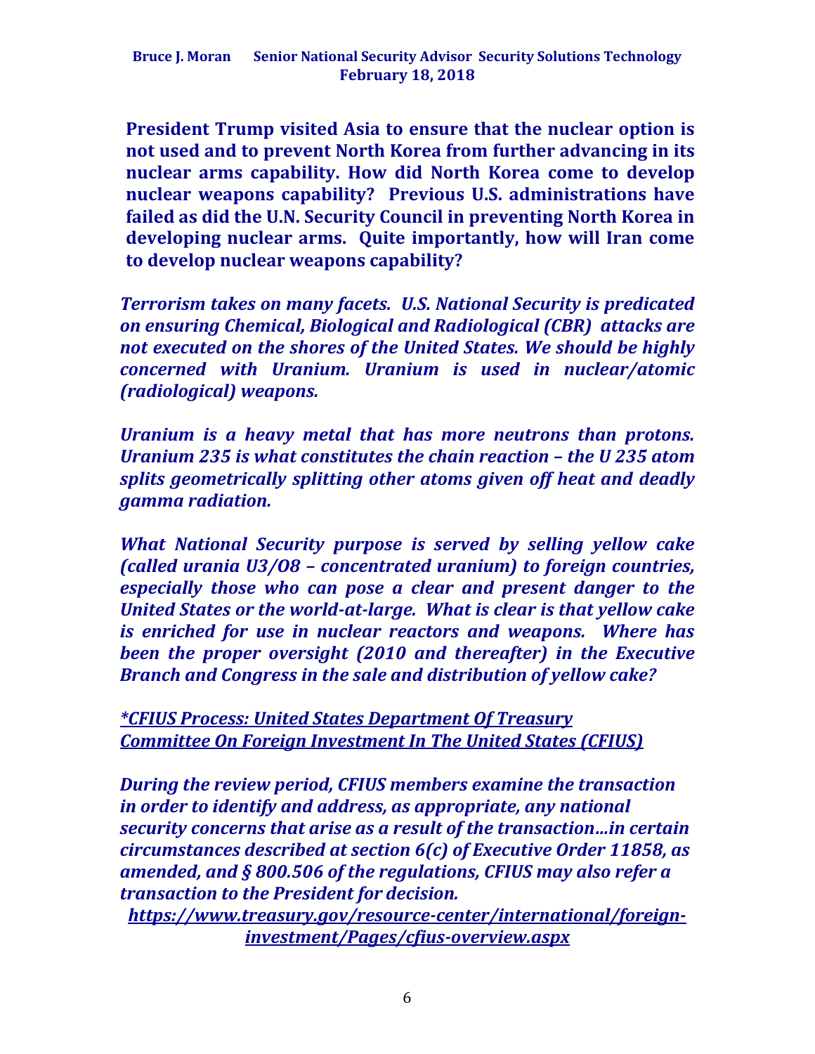**Bruce J. Moran Senior National Security Advisor Security Solutions Technology**
**February 18, 2018**

**President Trump visited Asia to ensure that the nuclear option is not used and to prevent North Korea from further advancing in its nuclear arms capability. How did North Korea come to develop nuclear weapons capability? Previous U.S. administrations have failed as did the U.N. Security Council in preventing North Korea in developing nuclear arms. Quite importantly, how will Iran come to develop nuclear weapons capability?**

***Terrorism takes on many facets. U.S. National Security is predicated on ensuring Chemical, Biological and Radiological (CBR) attacks are not executed on the shores of the United States. We should be highly concerned with Uranium. Uranium is used in nuclear/atomic (radiological) weapons.***

***Uranium is a heavy metal that has more neutrons than protons. Uranium 235 is what constitutes the chain reaction – the U 235 atom splits geometrically splitting other atoms given off heat and deadly gamma radiation.***

***What National Security purpose is served by selling yellow cake (called urania U3/O8 – concentrated uranium) to foreign countries, especially those who can pose a clear and present danger to the United States or the world-at-large. What is clear is that yellow cake is enriched for use in nuclear reactors and weapons. Where has been the proper oversight (2010 and thereafter) in the Executive Branch and Congress in the sale and distribution of yellow cake?***

***<u>*CFIUS Process: United States Department Of Treasury</u>***
***<u>Committee On Foreign Investment In The United States (CFIUS)</u>***

***During the review period, CFIUS members examine the transaction in order to identify and address, as appropriate, any national security concerns that arise as a result of the transaction…in certain circumstances described at section 6(c) of Executive Order 11858, as amended, and § 800.506 of the regulations, CFIUS may also refer a transaction to the President for decision.***
***<u>https://www.treasury.gov/resource-center/international/foreign-investment/Pages/cfius-overview.aspx</u>***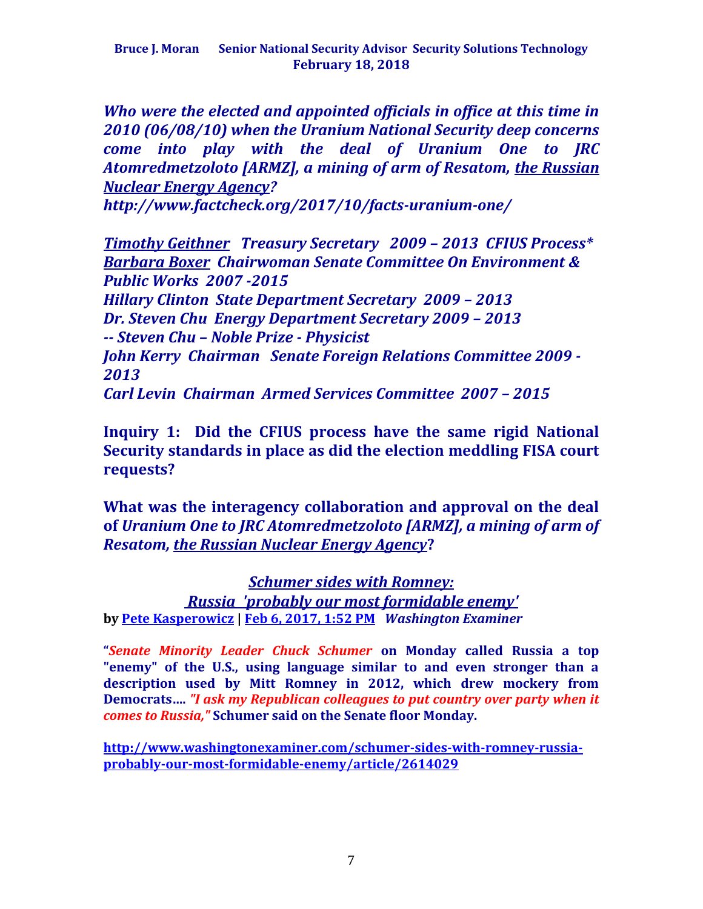***Who were the elected and appointed officials in office at this time in 2010 (06/08/10) when the Uranium National Security deep concerns come into play with the deal of Uranium One to JRC Atomredmetzoloto [ARMZ], a mining of arm of Resatom, the Russian Nuclear Energy Agency?***
***http://www.factcheck.org/2017/10/facts-uranium-one/***

***Timothy Geithner   Treasury Secretary   2009 – 2013  CFIUS Process****
***Barbara Boxer  Chairwoman Senate Committee On Environment & Public Works  2007 -2015***
***Hillary Clinton  State Department Secretary  2009 – 2013***
***Dr. Steven Chu  Energy Department Secretary 2009 – 2013***
***-- Steven Chu – Noble Prize - Physicist***
***John Kerry  Chairman   Senate Foreign Relations Committee 2009 - 2013***
***Carl Levin  Chairman  Armed Services Committee  2007 – 2015***

**Inquiry 1:  Did the CFIUS process have the same rigid National Security standards in place as did the election meddling FISA court requests?**

**What was the interagency collaboration and approval on the deal of *Uranium One to JRC Atomredmetzoloto [ARMZ], a mining of arm of Resatom, the Russian Nuclear Energy Agency*?**

***Schumer sides with Romney:***
***Russia 'probably our most formidable enemy'***
**by Pete Kasperowicz | Feb 6, 2017, 1:52 PM** ***Washington Examiner***

**"*Senate Minority Leader Chuck Schumer* on Monday called Russia a top "enemy" of the U.S., using language similar to and even stronger than a description used by Mitt Romney in 2012, which drew mockery from Democrats.... *"I ask my Republican colleagues to put country over party when it comes to Russia,"* Schumer said on the Senate floor Monday.**

**http://www.washingtonexaminer.com/schumer-sides-with-romney-russia-probably-our-most-formidable-enemy/article/2614029**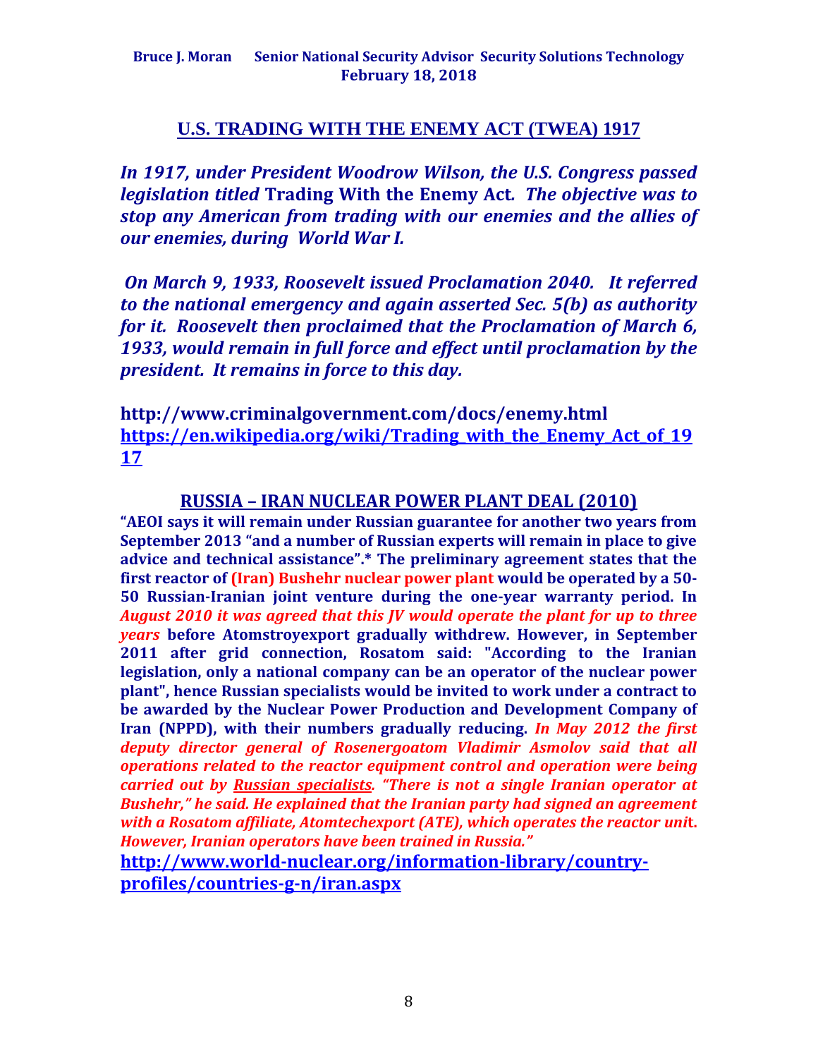## U.S. TRADING WITH THE ENEMY ACT (TWEA) 1917

***In 1917, under President Woodrow Wilson, the U.S. Congress passed legislation titled* Trading With the Enemy Act*. The objective was to stop any American from trading with our enemies and the allies of our enemies, during World War I.***

***On March 9, 1933, Roosevelt issued Proclamation 2040. It referred to the national emergency and again asserted Sec. 5(b) as authority for it. Roosevelt then proclaimed that the Proclamation of March 6, 1933, would remain in full force and effect until proclamation by the president. It remains in force to this day.***

**http://www.criminalgovernment.com/docs/enemy.html**
**https://en.wikipedia.org/wiki/Trading_with_the_Enemy_Act_of_1917**

## RUSSIA – IRAN NUCLEAR POWER PLANT DEAL (2010)

**"AEOI says it will remain under Russian guarantee for another two years from September 2013 "and a number of Russian experts will remain in place to give advice and technical assistance".* The preliminary agreement states that the first reactor of (Iran) Bushehr nuclear power plant would be operated by a 50-50 Russian-Iranian joint venture during the one-year warranty period. In *August 2010 it was agreed that this JV would operate the plant for up to three years* before Atomstroyexport gradually withdrew. However, in September 2011 after grid connection, Rosatom said: "According to the Iranian legislation, only a national company can be an operator of the nuclear power plant", hence Russian specialists would be invited to work under a contract to be awarded by the Nuclear Power Production and Development Company of Iran (NPPD), with their numbers gradually reducing. *In May 2012 the first deputy director general of Rosenergoatom Vladimir Asmolov said that all operations related to the reactor equipment control and operation were being carried out by Russian specialists. "There is not a single Iranian operator at Bushehr," he said. He explained that the Iranian party had signed an agreement with a Rosatom affiliate, Atomtechexport (ATE), which operates the reactor unit. However, Iranian operators have been trained in Russia."***

**http://www.world-nuclear.org/information-library/country-profiles/countries-g-n/iran.aspx**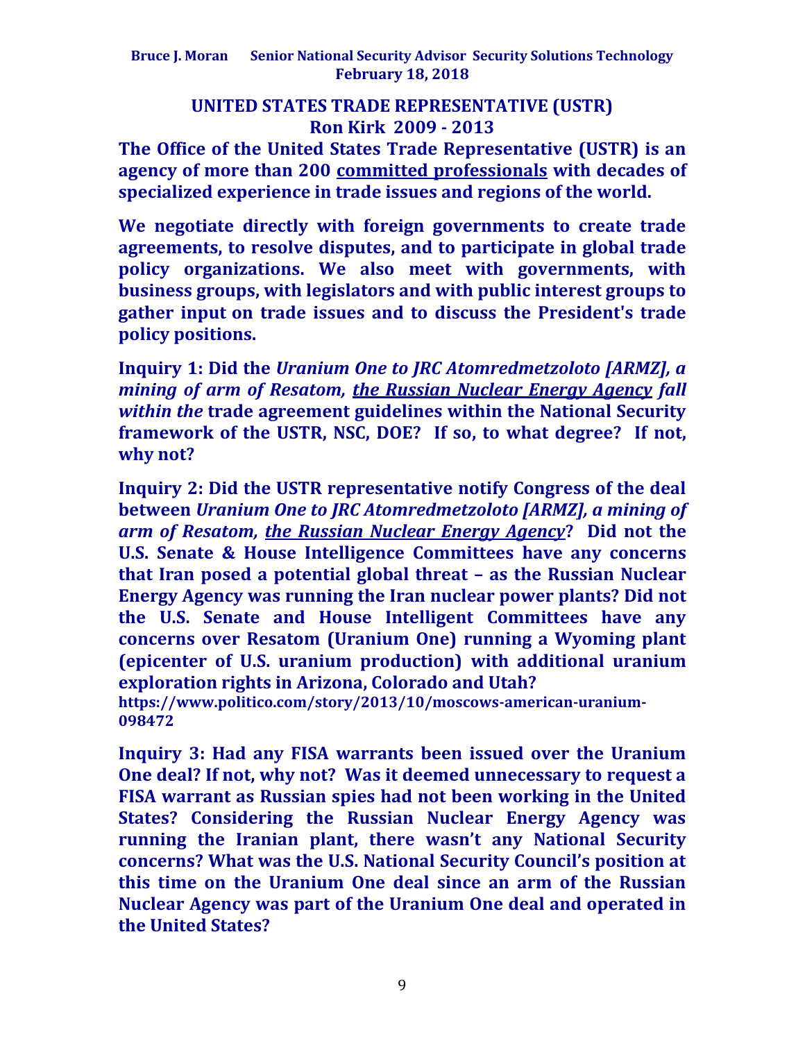## UNITED STATES TRADE REPRESENTATIVE (USTR)
## Ron Kirk 2009 - 2013

**The Office of the United States Trade Representative (USTR) is an agency of more than 200 committed professionals with decades of specialized experience in trade issues and regions of the world.**

**We negotiate directly with foreign governments to create trade agreements, to resolve disputes, and to participate in global trade policy organizations. We also meet with governments, with business groups, with legislators and with public interest groups to gather input on trade issues and to discuss the President's trade policy positions.**

**Inquiry 1: Did the *Uranium One to JRC Atomredmetzoloto [ARMZ], a mining of arm of Resatom, the Russian Nuclear Energy Agency fall within the* trade agreement guidelines within the National Security framework of the USTR, NSC, DOE? If so, to what degree? If not, why not?**

**Inquiry 2: Did the USTR representative notify Congress of the deal between *Uranium One to JRC Atomredmetzoloto [ARMZ], a mining of arm of Resatom, the Russian Nuclear Energy Agency*? Did not the U.S. Senate & House Intelligence Committees have any concerns that Iran posed a potential global threat – as the Russian Nuclear Energy Agency was running the Iran nuclear power plants? Did not the U.S. Senate and House Intelligent Committees have any concerns over Resatom (Uranium One) running a Wyoming plant (epicenter of U.S. uranium production) with additional uranium exploration rights in Arizona, Colorado and Utah?**
**https://www.politico.com/story/2013/10/moscows-american-uranium-098472**

**Inquiry 3: Had any FISA warrants been issued over the Uranium One deal? If not, why not? Was it deemed unnecessary to request a FISA warrant as Russian spies had not been working in the United States? Considering the Russian Nuclear Energy Agency was running the Iranian plant, there wasn't any National Security concerns? What was the U.S. National Security Council's position at this time on the Uranium One deal since an arm of the Russian Nuclear Agency was part of the Uranium One deal and operated in the United States?**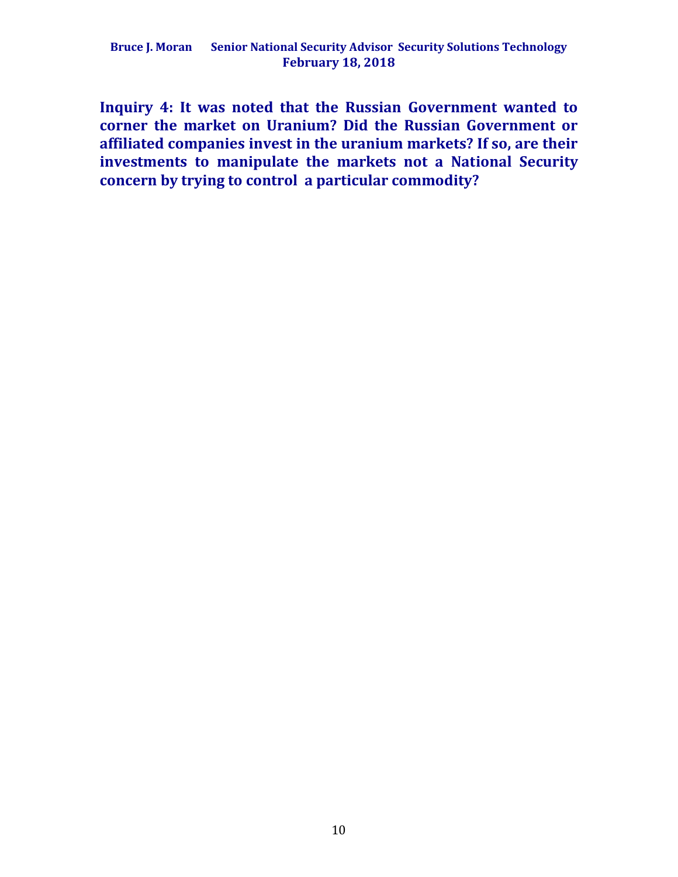**Inquiry 4: It was noted that the Russian Government wanted to corner the market on Uranium? Did the Russian Government or affiliated companies invest in the uranium markets? If so, are their investments to manipulate the markets not a National Security concern by trying to control a particular commodity?**